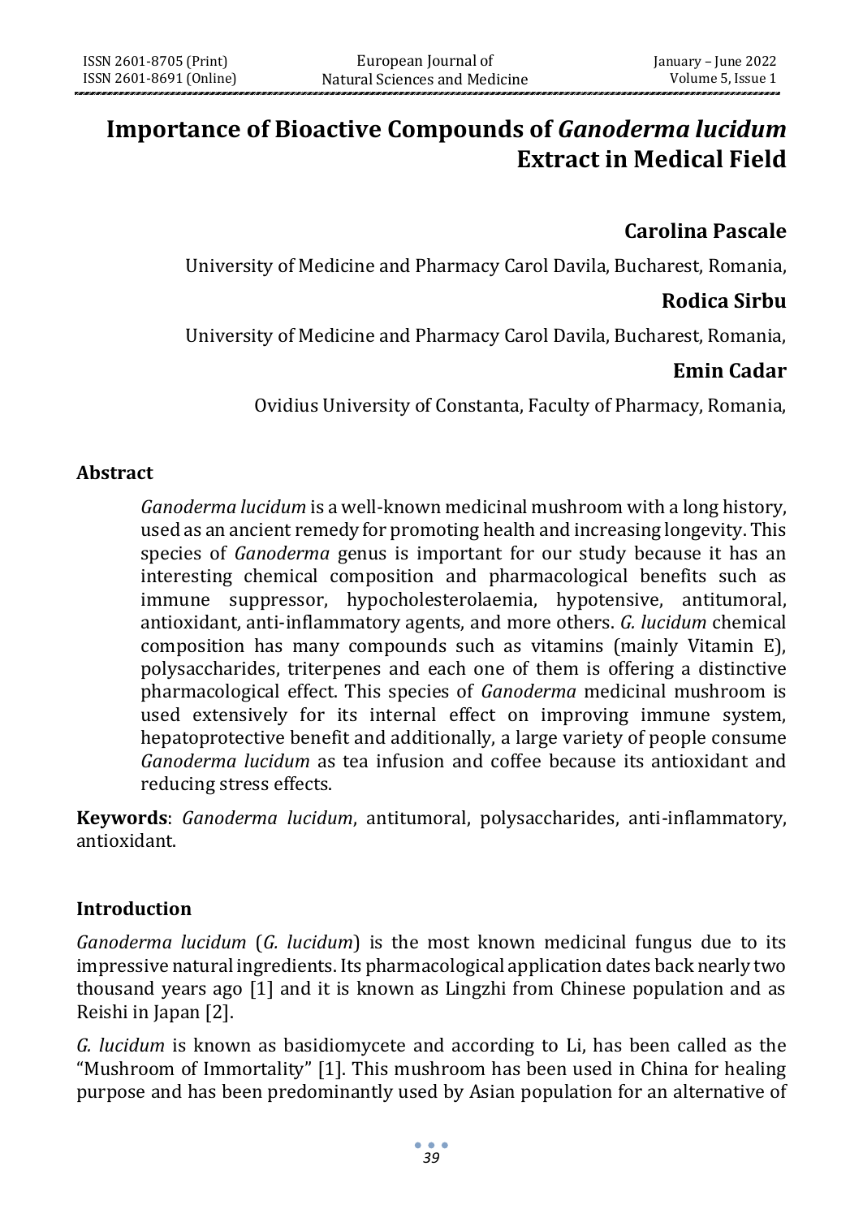# Importance of Bioactive Compounds of *Ganoderma lucidum* Extract in Medical Field

**Carolina Pascale**

University of Medicine and Pharmacy Carol Davila, Bucharest, Romania,

**Rodica Sirbu**

University of Medicine and Pharmacy Carol Davila, Bucharest, Romania,

**Emin Cadar**

Ovidius University of Constanta, Faculty of Pharmacy, Romania,

## Abstract

*Ganoderma lucidum* is a well-known medicinal mushroom with a long history, used as an ancient remedy for promoting health and increasing longevity. This species of *Ganoderma* genus is important for our study because it has an interesting chemical composition and pharmacological benefits such as immune suppressor, hypocholesterolaemia, hypotensive, antitumoral, antioxidant, anti-inflammatory agents, and more others. *G. lucidum* chemical composition has many compounds such as vitamins (mainly Vitamin E), polysaccharides, triterpenes and each one of them is offering a distinctive pharmacological effect. This species of *Ganoderma* medicinal mushroom is used extensively for its internal effect on improving immune system, hepatoprotective benefit and additionally, a large variety of people consume *Ganoderma lucidum* as tea infusion and coffee because its antioxidant and reducing stress effects.

**Keywords**: *Ganoderma lucidum*, antitumoral, polysaccharides, anti-inflammatory, antioxidant.

## Introduction

*Ganoderma lucidum* (*G. lucidum*) is the most known medicinal fungus due to its impressive natural ingredients. Its pharmacological application dates back nearly two thousand years ago [1] and it is known as Lingzhi from Chinese population and as Reishi in Japan [2].

*G. lucidum* is known as basidiomycete and according to Li, has been called as the "Mushroom of Immortality" [1]. This mushroom has been used in China for healing purpose and has been predominantly used by Asian population for an alternative of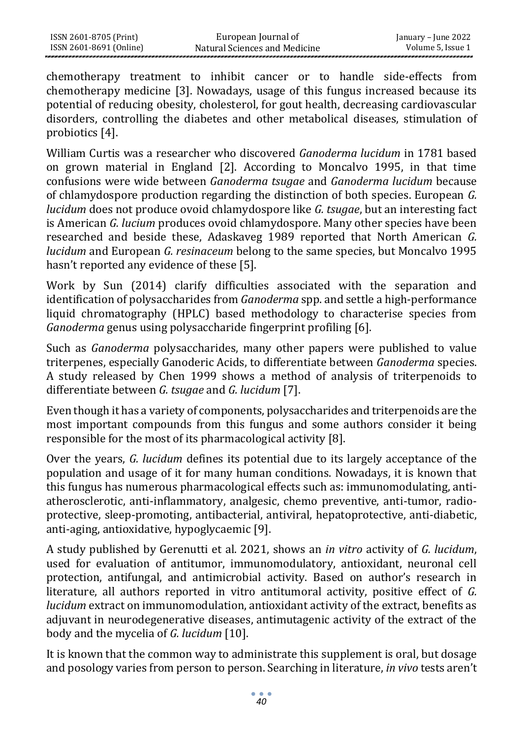chemotherapy treatment to inhibit cancer or to handle side-effects from chemotherapy medicine [3]. Nowadays, usage of this fungus increased because its potential of reducing obesity, cholesterol, for gout health, decreasing cardiovascular disorders, controlling the diabetes and other metabolical diseases, stimulation of probiotics [4].

William Curtis was a researcher who discovered *Ganoderma lucidum* in 1781 based on grown material in England [2]. According to Moncalvo 1995, in that time confusions were wide between *Ganoderma tsugae* and *Ganoderma lucidum* because of chlamydospore production regarding the distinction of both species. European *G. lucidum* does not produce ovoid chlamydospore like *G. tsugae*, but an interesting fact is American *G. lucium* produces ovoid chlamydospore. Many other species have been researched and beside these, Adaskaveg 1989 reported that North American *G. lucidum* and European *G. resinaceum* belong to the same species, but Moncalvo 1995 hasn't reported any evidence of these [5].

Work by Sun (2014) clarify difficulties associated with the separation and identification of polysaccharides from *Ganoderma* spp. and settle a high-performance liquid chromatography (HPLC) based methodology to characterise species from *Ganoderma* genus using polysaccharide fingerprint profiling [6].

Such as *Ganoderma* polysaccharides, many other papers were published to value triterpenes, especially Ganoderic Acids, to differentiate between *Ganoderma* species. A study released by Chen 1999 shows a method of analysis of triterpenoids to differentiate between *G. tsugae* and *G. lucidum* [7].

Even though it has a variety of components, polysaccharides and triterpenoids are the most important compounds from this fungus and some authors consider it being responsible for the most of its pharmacological activity [8].

Over the years, *G. lucidum* defines its potential due to its largely acceptance of the population and usage of it for many human conditions. Nowadays, it is known that this fungus has numerous pharmacological effects such as: immunomodulating, anti-atherosclerotic, anti-inflammatory, analgesic, chemo preventive, anti-tumor, radio-protective, sleep-promoting, antibacterial, antiviral, hepatoprotective, anti-diabetic, anti-aging, antioxidative, hypoglycaemic [9].

A study published by Gerenutti et al. 2021, shows an *in vitro* activity of *G. lucidum*, used for evaluation of antitumor, immunomodulatory, antioxidant, neuronal cell protection, antifungal, and antimicrobial activity. Based on author's research in literature, all authors reported in vitro antitumoral activity, positive effect of *G. lucidum* extract on immunomodulation, antioxidant activity of the extract, benefits as adjuvant in neurodegenerative diseases, antimutagenic activity of the extract of the body and the mycelia of *G. lucidum* [10].

It is known that the common way to administrate this supplement is oral, but dosage and posology varies from person to person. Searching in literature, *in vivo* tests aren't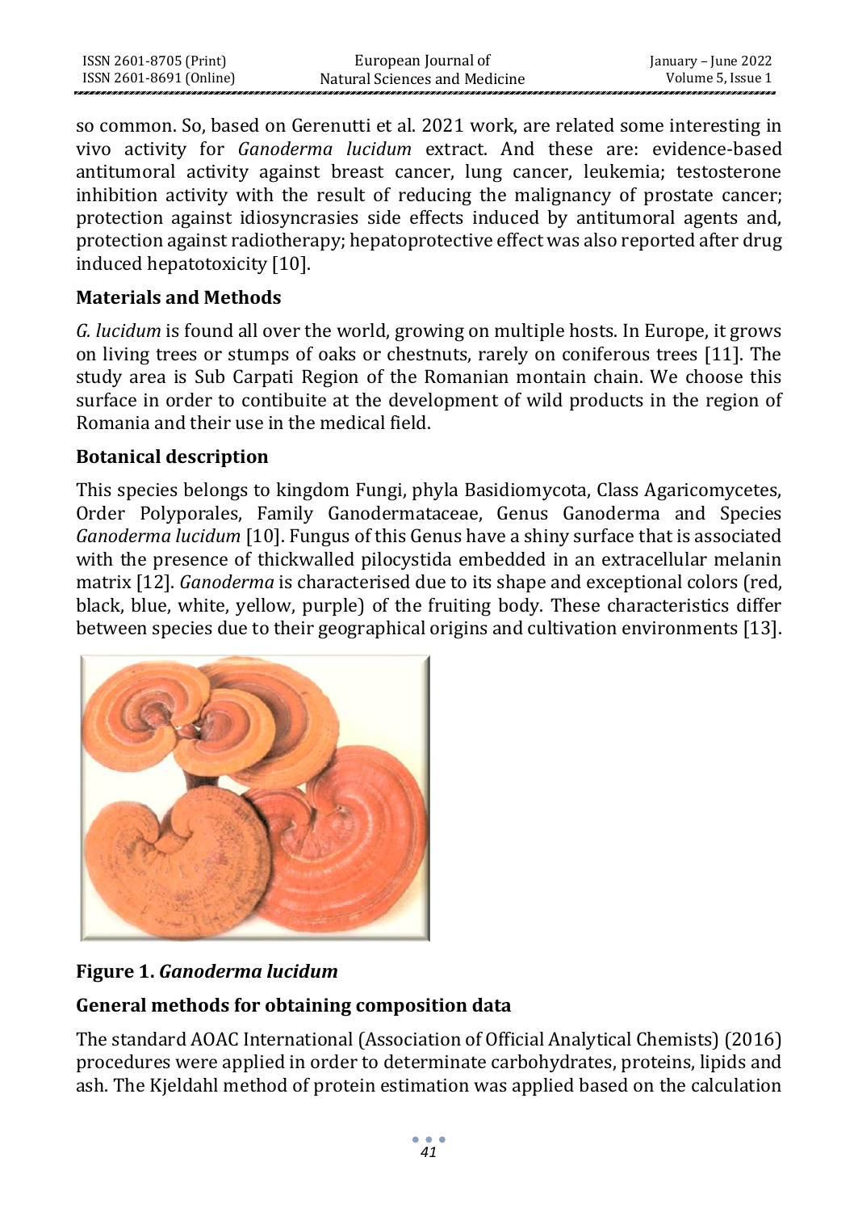so common. So, based on Gerenutti et al. 2021 work, are related some interesting in vivo activity for *Ganoderma lucidum* extract. And these are: evidence-based antitumoral activity against breast cancer, lung cancer, leukemia; testosterone inhibition activity with the result of reducing the malignancy of prostate cancer; protection against idiosyncrasies side effects induced by antitumoral agents and, protection against radiotherapy; hepatoprotective effect was also reported after drug induced hepatotoxicity [10].

## Materials and Methods

*G. lucidum* is found all over the world, growing on multiple hosts. In Europe, it grows on living trees or stumps of oaks or chestnuts, rarely on coniferous trees [11]. The study area is Sub Carpati Region of the Romanian montain chain. We choose this surface in order to contibuite at the development of wild products in the region of Romania and their use in the medical field.

## Botanical description

This species belongs to kingdom Fungi, phyla Basidiomycota, Class Agaricomycetes, Order Polyporales, Family Ganodermataceae, Genus Ganoderma and Species *Ganoderma lucidum* [10]. Fungus of this Genus have a shiny surface that is associated with the presence of thickwalled pilocystida embedded in an extracellular melanin matrix [12]. *Ganoderma* is characterised due to its shape and exceptional colors (red, black, blue, white, yellow, purple) of the fruiting body. These characteristics differ between species due to their geographical origins and cultivation environments [13].

**Figure 1.** ***Ganoderma lucidum***

## General methods for obtaining composition data

The standard AOAC International (Association of Official Analytical Chemists) (2016) procedures were applied in order to determinate carbohydrates, proteins, lipids and ash. The Kjeldahl method of protein estimation was applied based on the calculation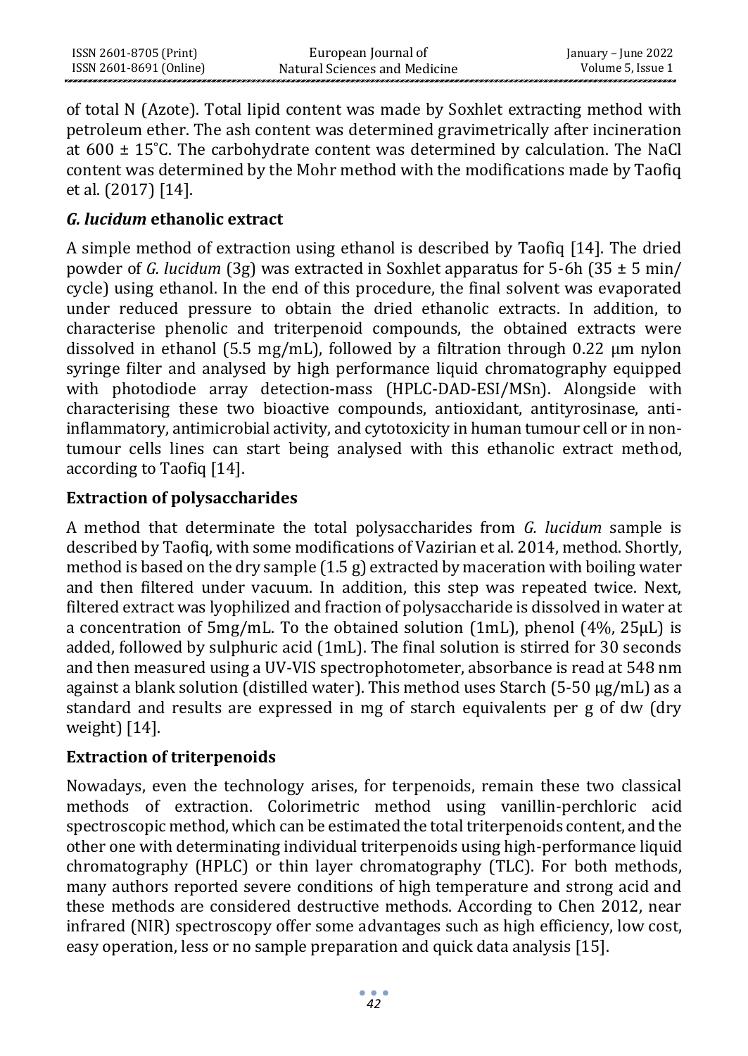of total N (Azote). Total lipid content was made by Soxhlet extracting method with petroleum ether. The ash content was determined gravimetrically after incineration at 600 ± 15°C. The carbohydrate content was determined by calculation. The NaCl content was determined by the Mohr method with the modifications made by Taofiq et al. (2017) [14].

### *G. lucidum* ethanolic extract

A simple method of extraction using ethanol is described by Taofiq [14]. The dried powder of *G. lucidum* (3g) was extracted in Soxhlet apparatus for 5-6h (35 ± 5 min/ cycle) using ethanol. In the end of this procedure, the final solvent was evaporated under reduced pressure to obtain the dried ethanolic extracts. In addition, to characterise phenolic and triterpenoid compounds, the obtained extracts were dissolved in ethanol (5.5 mg/mL), followed by a filtration through 0.22 μm nylon syringe filter and analysed by high performance liquid chromatography equipped with photodiode array detection-mass (HPLC-DAD-ESI/MSn). Alongside with characterising these two bioactive compounds, antioxidant, antityrosinase, anti-inflammatory, antimicrobial activity, and cytotoxicity in human tumour cell or in non-tumour cells lines can start being analysed with this ethanolic extract method, according to Taofiq [14].

### Extraction of polysaccharides

A method that determinate the total polysaccharides from *G. lucidum* sample is described by Taofiq, with some modifications of Vazirian et al. 2014, method. Shortly, method is based on the dry sample (1.5 g) extracted by maceration with boiling water and then filtered under vacuum. In addition, this step was repeated twice. Next, filtered extract was lyophilized and fraction of polysaccharide is dissolved in water at a concentration of 5mg/mL. To the obtained solution (1mL), phenol (4%, 25μL) is added, followed by sulphuric acid (1mL). The final solution is stirred for 30 seconds and then measured using a UV-VIS spectrophotometer, absorbance is read at 548 nm against a blank solution (distilled water). This method uses Starch (5-50 μg/mL) as a standard and results are expressed in mg of starch equivalents per g of dw (dry weight) [14].

### Extraction of triterpenoids

Nowadays, even the technology arises, for terpenoids, remain these two classical methods of extraction. Colorimetric method using vanillin-perchloric acid spectroscopic method, which can be estimated the total triterpenoids content, and the other one with determinating individual triterpenoids using high-performance liquid chromatography (HPLC) or thin layer chromatography (TLC). For both methods, many authors reported severe conditions of high temperature and strong acid and these methods are considered destructive methods. According to Chen 2012, near infrared (NIR) spectroscopy offer some advantages such as high efficiency, low cost, easy operation, less or no sample preparation and quick data analysis [15].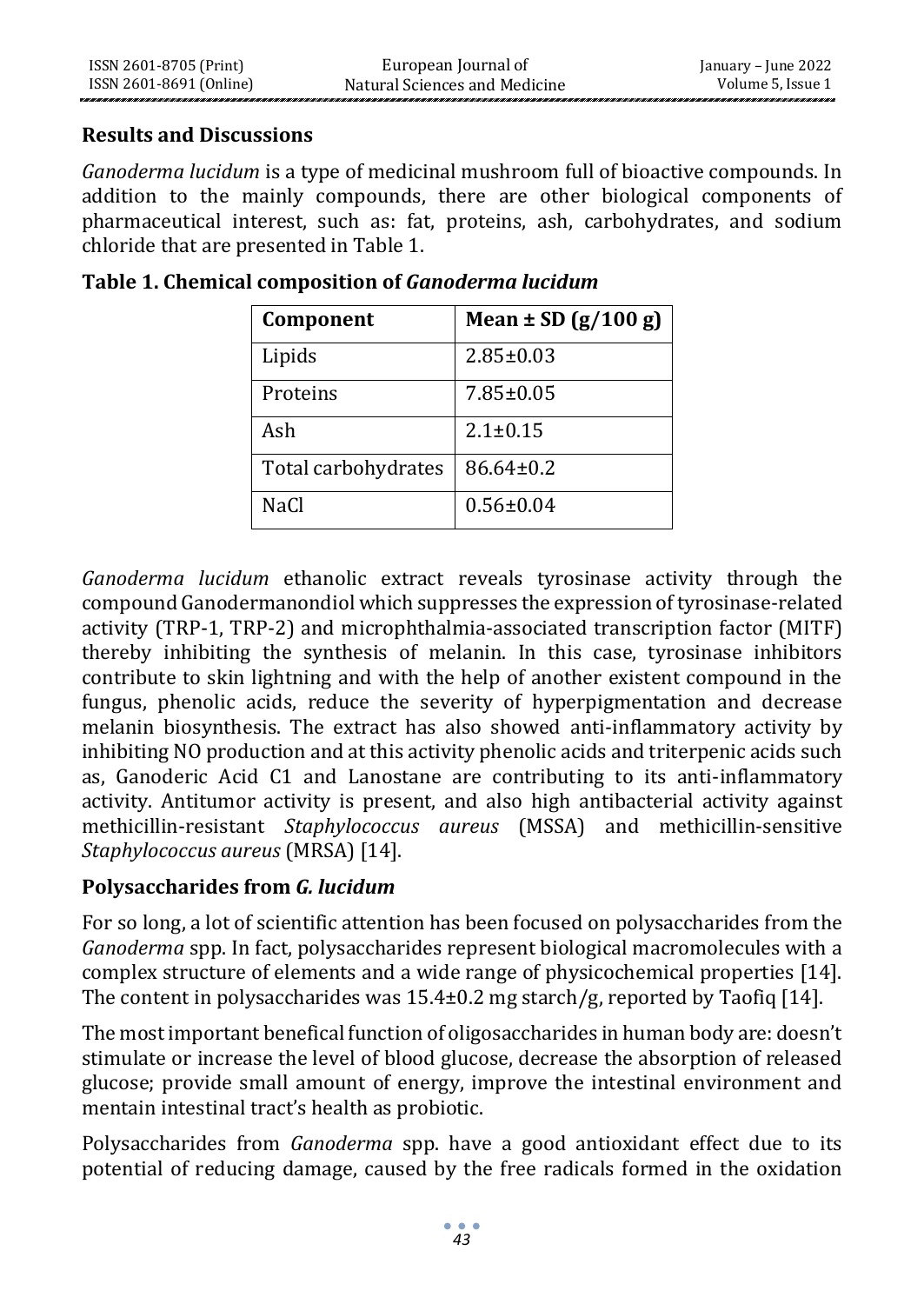## Results and Discussions

*Ganoderma lucidum* is a type of medicinal mushroom full of bioactive compounds. In addition to the mainly compounds, there are other biological components of pharmaceutical interest, such as: fat, proteins, ash, carbohydrates, and sodium chloride that are presented in Table 1.

**Table 1. Chemical composition of *Ganoderma lucidum***

| Component | Mean ± SD (g/100 g) |
|---|---|
| Lipids | 2.85±0.03 |
| Proteins | 7.85±0.05 |
| Ash | 2.1±0.15 |
| Total carbohydrates | 86.64±0.2 |
| NaCl | 0.56±0.04 |

*Ganoderma lucidum* ethanolic extract reveals tyrosinase activity through the compound Ganodermanondiol which suppresses the expression of tyrosinase-related activity (TRP-1, TRP-2) and microphthalmia-associated transcription factor (MITF) thereby inhibiting the synthesis of melanin. In this case, tyrosinase inhibitors contribute to skin lightning and with the help of another existent compound in the fungus, phenolic acids, reduce the severity of hyperpigmentation and decrease melanin biosynthesis. The extract has also showed anti-inflammatory activity by inhibiting NO production and at this activity phenolic acids and triterpenic acids such as, Ganoderic Acid C1 and Lanostane are contributing to its anti-inflammatory activity. Antitumor activity is present, and also high antibacterial activity against methicillin-resistant *Staphylococcus aureus* (MSSA) and methicillin-sensitive *Staphylococcus aureus* (MRSA) [14].

## Polysaccharides from *G. lucidum*

For so long, a lot of scientific attention has been focused on polysaccharides from the *Ganoderma* spp. In fact, polysaccharides represent biological macromolecules with a complex structure of elements and a wide range of physicochemical properties [14]. The content in polysaccharides was 15.4±0.2 mg starch/g, reported by Taofiq [14].

The most important benefical function of oligosaccharides in human body are: doesn't stimulate or increase the level of blood glucose, decrease the absorption of released glucose; provide small amount of energy, improve the intestinal environment and mentain intestinal tract's health as probiotic.

Polysaccharides from *Ganoderma* spp. have a good antioxidant effect due to its potential of reducing damage, caused by the free radicals formed in the oxidation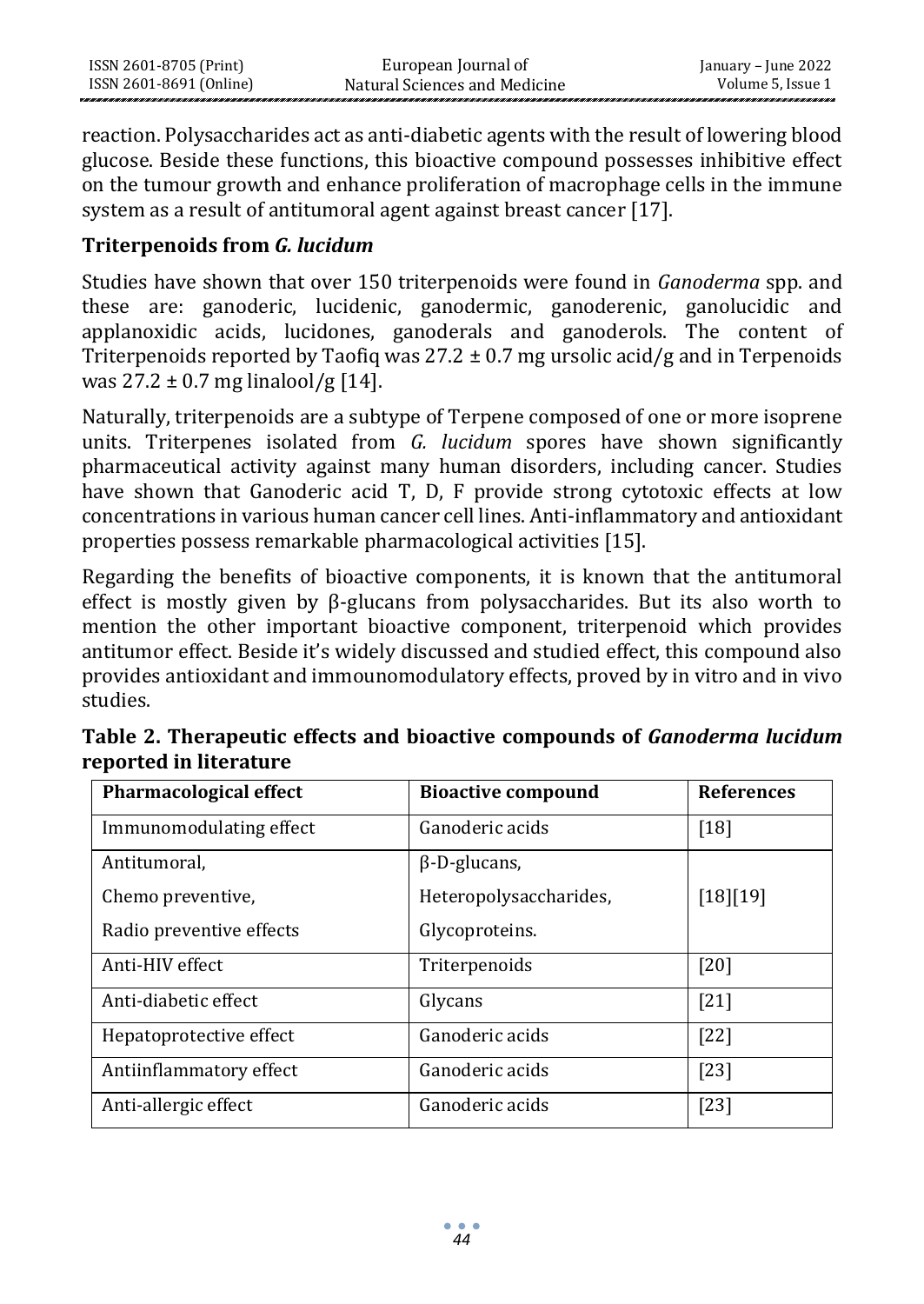reaction. Polysaccharides act as anti-diabetic agents with the result of lowering blood glucose. Beside these functions, this bioactive compound possesses inhibitive effect on the tumour growth and enhance proliferation of macrophage cells in the immune system as a result of antitumoral agent against breast cancer [17].

### Triterpenoids from *G. lucidum*

Studies have shown that over 150 triterpenoids were found in *Ganoderma* spp. and these are: ganoderic, lucidenic, ganodermic, ganoderenic, ganolucidic and applanoxidic acids, lucidones, ganoderals and ganoderols. The content of Triterpenoids reported by Taofiq was 27.2 ± 0.7 mg ursolic acid/g and in Terpenoids was 27.2 ± 0.7 mg linalool/g [14].

Naturally, triterpenoids are a subtype of Terpene composed of one or more isoprene units. Triterpenes isolated from *G. lucidum* spores have shown significantly pharmaceutical activity against many human disorders, including cancer. Studies have shown that Ganoderic acid T, D, F provide strong cytotoxic effects at low concentrations in various human cancer cell lines. Anti-inflammatory and antioxidant properties possess remarkable pharmacological activities [15].

Regarding the benefits of bioactive components, it is known that the antitumoral effect is mostly given by β-glucans from polysaccharides. But its also worth to mention the other important bioactive component, triterpenoid which provides antitumor effect. Beside it's widely discussed and studied effect, this compound also provides antioxidant and immounomodulatory effects, proved by in vitro and in vivo studies.

**Table 2. Therapeutic effects and bioactive compounds of *Ganoderma lucidum* reported in literature**

| Pharmacological effect | Bioactive compound | References |
|---|---|---|
| Immunomodulating effect | Ganoderic acids | [18] |
| Antitumoral, Chemo preventive, Radio preventive effects | β-D-glucans, Heteropolysaccharides, Glycoproteins. | [18][19] |
| Anti-HIV effect | Triterpenoids | [20] |
| Anti-diabetic effect | Glycans | [21] |
| Hepatoprotective effect | Ganoderic acids | [22] |
| Antiinflammatory effect | Ganoderic acids | [23] |
| Anti-allergic effect | Ganoderic acids | [23] |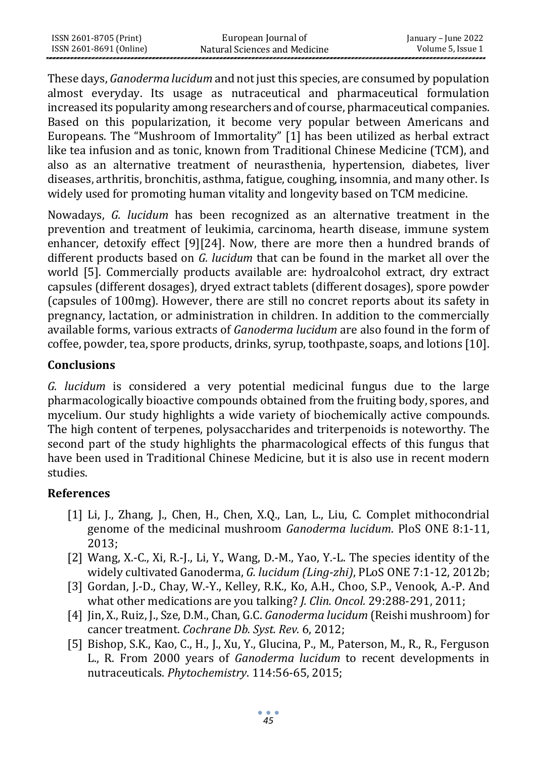These days, *Ganoderma lucidum* and not just this species, are consumed by population almost everyday. Its usage as nutraceutical and pharmaceutical formulation increased its popularity among researchers and of course, pharmaceutical companies. Based on this popularization, it become very popular between Americans and Europeans. The "Mushroom of Immortality" [1] has been utilized as herbal extract like tea infusion and as tonic, known from Traditional Chinese Medicine (TCM), and also as an alternative treatment of neurasthenia, hypertension, diabetes, liver diseases, arthritis, bronchitis, asthma, fatigue, coughing, insomnia, and many other. Is widely used for promoting human vitality and longevity based on TCM medicine.

Nowadays, *G. lucidum* has been recognized as an alternative treatment in the prevention and treatment of leukimia, carcinoma, hearth disease, immune system enhancer, detoxify effect [9][24]. Now, there are more then a hundred brands of different products based on *G. lucidum* that can be found in the market all over the world [5]. Commercially products available are: hydroalcohol extract, dry extract capsules (different dosages), dryed extract tablets (different dosages), spore powder (capsules of 100mg). However, there are still no concret reports about its safety in pregnancy, lactation, or administration in children. In addition to the commercially available forms, various extracts of *Ganoderma lucidum* are also found in the form of coffee, powder, tea, spore products, drinks, syrup, toothpaste, soaps, and lotions [10].

## Conclusions

*G. lucidum* is considered a very potential medicinal fungus due to the large pharmacologically bioactive compounds obtained from the fruiting body, spores, and mycelium. Our study highlights a wide variety of biochemically active compounds. The high content of terpenes, polysaccharides and triterpenoids is noteworthy. The second part of the study highlights the pharmacological effects of this fungus that have been used in Traditional Chinese Medicine, but it is also use in recent modern studies.

## References

[1] Li, J., Zhang, J., Chen, H., Chen, X.Q., Lan, L., Liu, C. Complet mithocondrial genome of the medicinal mushroom *Ganoderma lucidum*. PloS ONE 8:1-11, 2013;

[2] Wang, X.-C., Xi, R.-J., Li, Y., Wang, D.-M., Yao, Y.-L. The species identity of the widely cultivated Ganoderma, *G. lucidum (Ling-zhi)*, PLoS ONE 7:1-12, 2012b;

[3] Gordan, J.-D., Chay, W.-Y., Kelley, R.K., Ko, A.H., Choo, S.P., Venook, A.-P. And what other medications are you talking? *J. Clin. Oncol.* 29:288-291, 2011;

[4] Jin, X., Ruiz, J., Sze, D.M., Chan, G.C. *Ganoderma lucidum* (Reishi mushroom) for cancer treatment. *Cochrane Db. Syst. Rev.* 6, 2012;

[5] Bishop, S.K., Kao, C., H., J., Xu, Y., Glucina, P., M., Paterson, M., R., R., Ferguson L., R. From 2000 years of *Ganoderma lucidum* to recent developments in nutraceuticals. *Phytochemistry*. 114:56-65, 2015;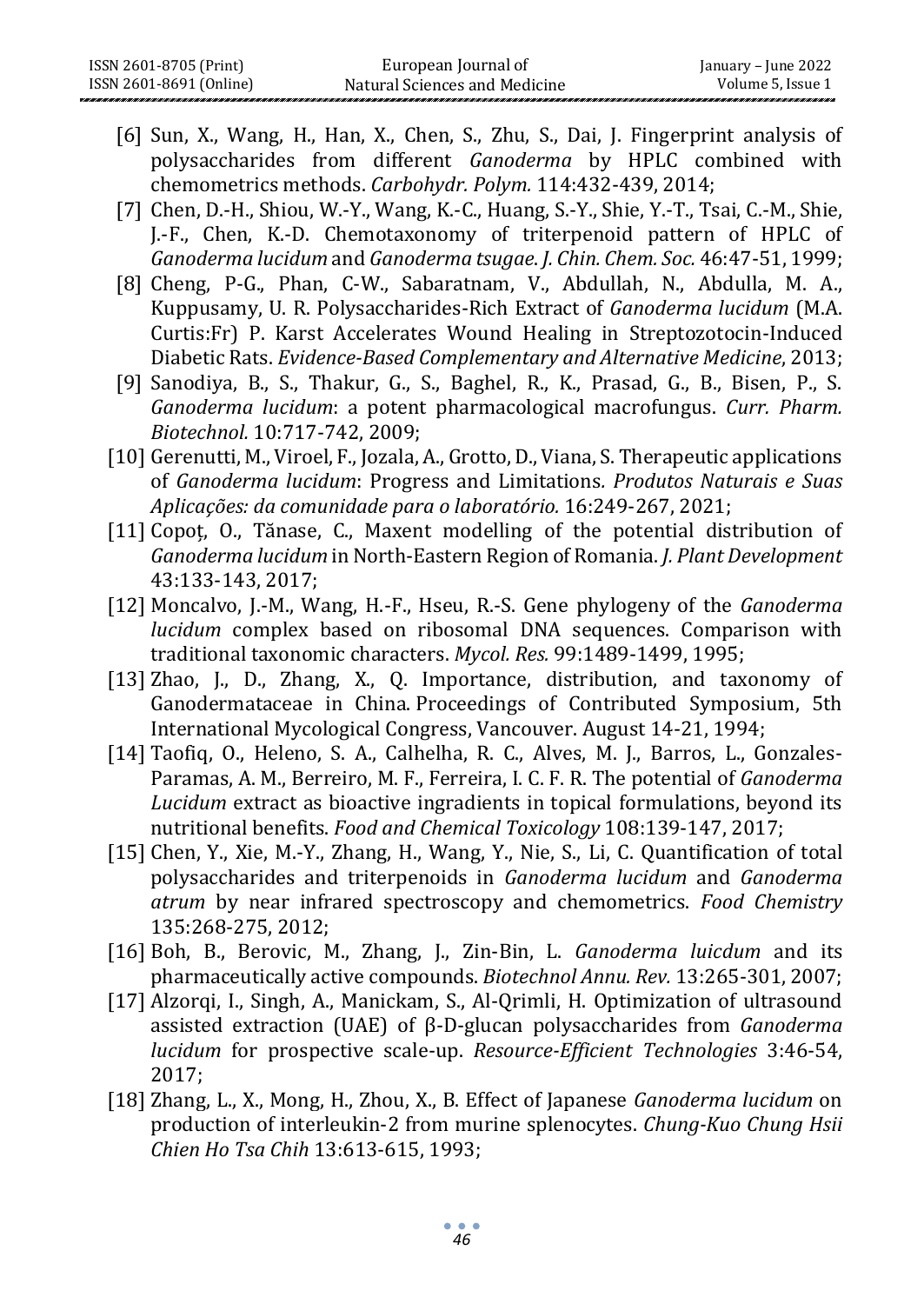[6] Sun, X., Wang, H., Han, X., Chen, S., Zhu, S., Dai, J. Fingerprint analysis of polysaccharides from different *Ganoderma* by HPLC combined with chemometrics methods. *Carbohydr. Polym.* 114:432-439, 2014;

[7] Chen, D.-H., Shiou, W.-Y., Wang, K.-C., Huang, S.-Y., Shie, Y.-T., Tsai, C.-M., Shie, J.-F., Chen, K.-D. Chemotaxonomy of triterpenoid pattern of HPLC of *Ganoderma lucidum* and *Ganoderma tsugae*. *J. Chin. Chem. Soc.* 46:47-51, 1999;

[8] Cheng, P-G., Phan, C-W., Sabaratnam, V., Abdullah, N., Abdulla, M. A., Kuppusamy, U. R. Polysaccharides-Rich Extract of *Ganoderma lucidum* (M.A. Curtis:Fr) P. Karst Accelerates Wound Healing in Streptozotocin-Induced Diabetic Rats. *Evidence-Based Complementary and Alternative Medicine*, 2013;

[9] Sanodiya, B., S., Thakur, G., S., Baghel, R., K., Prasad, G., B., Bisen, P., S. *Ganoderma lucidum*: a potent pharmacological macrofungus. *Curr. Pharm. Biotechnol.* 10:717-742, 2009;

[10] Gerenutti, M., Viroel, F., Jozala, A., Grotto, D., Viana, S. Therapeutic applications of *Ganoderma lucidum*: Progress and Limitations. *Produtos Naturais e Suas Aplicações: da comunidade para o laboratório.* 16:249-267, 2021;

[11] Copoţ, O., Tănase, C., Maxent modelling of the potential distribution of *Ganoderma lucidum* in North-Eastern Region of Romania. *J. Plant Development* 43:133-143, 2017;

[12] Moncalvo, J.-M., Wang, H.-F., Hseu, R.-S. Gene phylogeny of the *Ganoderma lucidum* complex based on ribosomal DNA sequences. Comparison with traditional taxonomic characters. *Mycol. Res.* 99:1489-1499, 1995;

[13] Zhao, J., D., Zhang, X., Q. Importance, distribution, and taxonomy of Ganodermataceae in China. Proceedings of Contributed Symposium, 5th International Mycological Congress, Vancouver. August 14-21, 1994;

[14] Taofiq, O., Heleno, S. A., Calhelha, R. C., Alves, M. J., Barros, L., Gonzales-Paramas, A. M., Berreiro, M. F., Ferreira, I. C. F. R. The potential of *Ganoderma Lucidum* extract as bioactive ingradients in topical formulations, beyond its nutritional benefits. *Food and Chemical Toxicology* 108:139-147, 2017;

[15] Chen, Y., Xie, M.-Y., Zhang, H., Wang, Y., Nie, S., Li, C. Quantification of total polysaccharides and triterpenoids in *Ganoderma lucidum* and *Ganoderma atrum* by near infrared spectroscopy and chemometrics. *Food Chemistry* 135:268-275, 2012;

[16] Boh, B., Berovic, M., Zhang, J., Zin-Bin, L. *Ganoderma luicdum* and its pharmaceutically active compounds. *Biotechnol Annu. Rev.* 13:265-301, 2007;

[17] Alzorqi, I., Singh, A., Manickam, S., Al-Qrimli, H. Optimization of ultrasound assisted extraction (UAE) of β-D-glucan polysaccharides from *Ganoderma lucidum* for prospective scale-up. *Resource-Efficient Technologies* 3:46-54, 2017;

[18] Zhang, L., X., Mong, H., Zhou, X., B. Effect of Japanese *Ganoderma lucidum* on production of interleukin-2 from murine splenocytes. *Chung-Kuo Chung Hsii Chien Ho Tsa Chih* 13:613-615, 1993;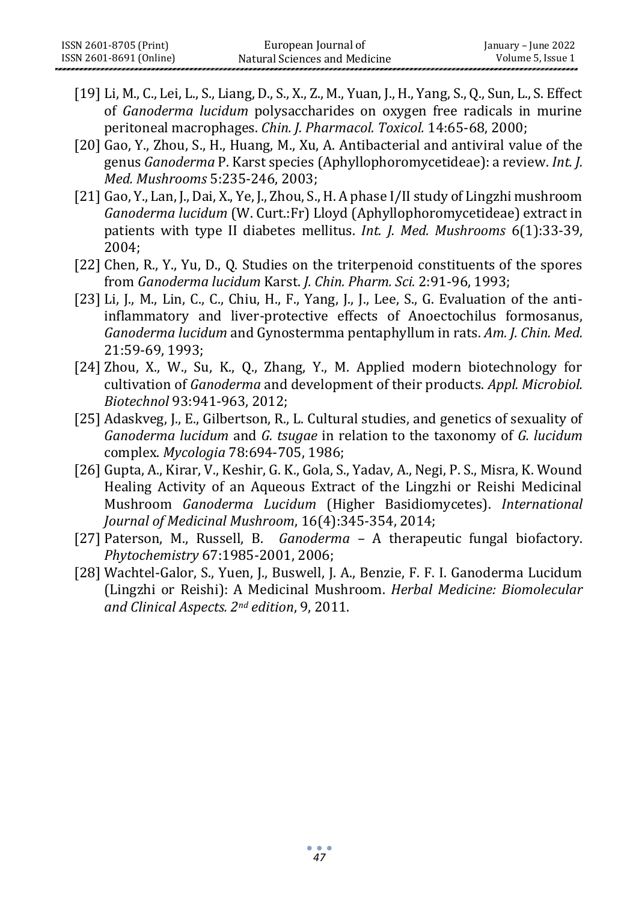[19] Li, M., C., Lei, L., S., Liang, D., S., X., Z., M., Yuan, J., H., Yang, S., Q., Sun, L., S. Effect of *Ganoderma lucidum* polysaccharides on oxygen free radicals in murine peritoneal macrophages. *Chin. J. Pharmacol. Toxicol.* 14:65-68, 2000;

[20] Gao, Y., Zhou, S., H., Huang, M., Xu, A. Antibacterial and antiviral value of the genus *Ganoderma* P. Karst species (Aphyllophoromycetideae): a review. *Int. J. Med. Mushrooms* 5:235-246, 2003;

[21] Gao, Y., Lan, J., Dai, X., Ye, J., Zhou, S., H. A phase I/II study of Lingzhi mushroom *Ganoderma lucidum* (W. Curt.:Fr) Lloyd (Aphyllophoromycetideae) extract in patients with type II diabetes mellitus. *Int. J. Med. Mushrooms* 6(1):33-39, 2004;

[22] Chen, R., Y., Yu, D., Q. Studies on the triterpenoid constituents of the spores from *Ganoderma lucidum* Karst. *J. Chin. Pharm. Sci.* 2:91-96, 1993;

[23] Li, J., M., Lin, C., C., Chiu, H., F., Yang, J., J., Lee, S., G. Evaluation of the anti-inflammatory and liver-protective effects of Anoectochilus formosanus, *Ganoderma lucidum* and Gynostermma pentaphyllum in rats. *Am. J. Chin. Med.* 21:59-69, 1993;

[24] Zhou, X., W., Su, K., Q., Zhang, Y., M. Applied modern biotechnology for cultivation of *Ganoderma* and development of their products. *Appl. Microbiol. Biotechnol* 93:941-963, 2012;

[25] Adaskveg, J., E., Gilbertson, R., L. Cultural studies, and genetics of sexuality of *Ganoderma lucidum* and *G. tsugae* in relation to the taxonomy of *G. lucidum* complex. *Mycologia* 78:694-705, 1986;

[26] Gupta, A., Kirar, V., Keshir, G. K., Gola, S., Yadav, A., Negi, P. S., Misra, K. Wound Healing Activity of an Aqueous Extract of the Lingzhi or Reishi Medicinal Mushroom *Ganoderma Lucidum* (Higher Basidiomycetes). *International Journal of Medicinal Mushroom*, 16(4):345-354, 2014;

[27] Paterson, M., Russell, B. *Ganoderma* – A therapeutic fungal biofactory. *Phytochemistry* 67:1985-2001, 2006;

[28] Wachtel-Galor, S., Yuen, J., Buswell, J. A., Benzie, F. F. I. Ganoderma Lucidum (Lingzhi or Reishi): A Medicinal Mushroom. *Herbal Medicine: Biomolecular and Clinical Aspects. 2nd edition*, 9, 2011.